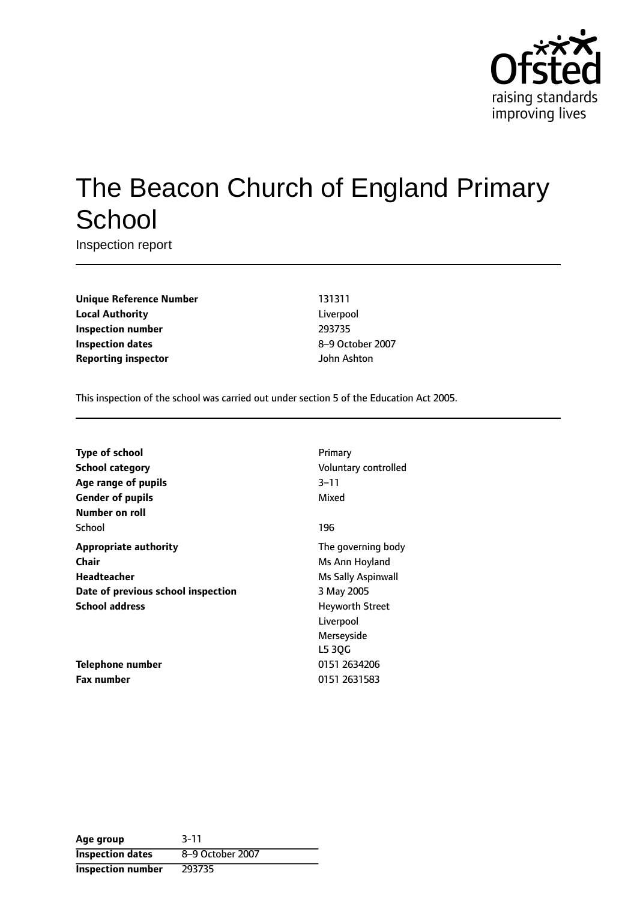# The Beacon Church of England Primary School

Inspection report

| | |
|---|---|
| **Unique Reference Number** | 131311 |
| **Local Authority** | Liverpool |
| **Inspection number** | 293735 |
| **Inspection dates** | 8–9 October 2007 |
| **Reporting inspector** | John Ashton |

This inspection of the school was carried out under section 5 of the Education Act 2005.

| | |
|---|---|
| **Type of school** | Primary |
| **School category** | Voluntary controlled |
| **Age range of pupils** | 3–11 |
| **Gender of pupils** | Mixed |
| **Number on roll** | |
| School | 196 |
| **Appropriate authority** | The governing body |
| **Chair** | Ms Ann Hoyland |
| **Headteacher** | Ms Sally Aspinwall |
| **Date of previous school inspection** | 3 May 2005 |
| **School address** | Heyworth Street<br>Liverpool<br>Merseyside<br>L5 3QG |
| **Telephone number** | 0151 2634206 |
| **Fax number** | 0151 2631583 |

| | |
|---|---|
| **Age group** | 3-11 |
| **Inspection dates** | 8–9 October 2007 |
| **Inspection number** | 293735 |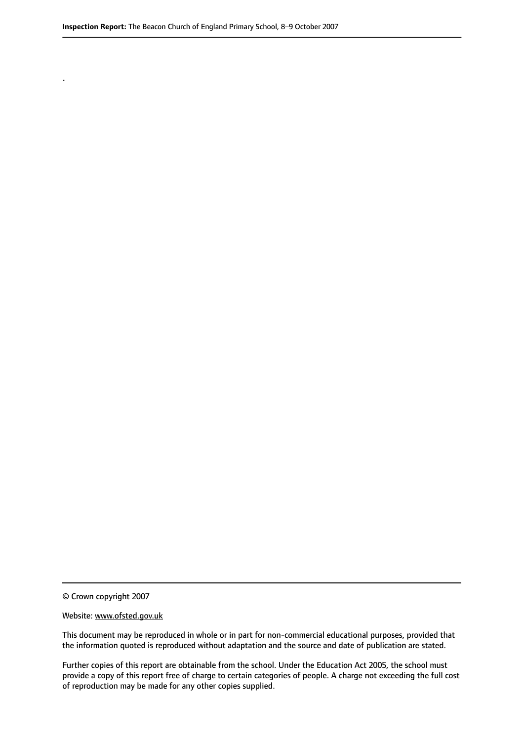.

© Crown copyright 2007

Website: www.ofsted.gov.uk

This document may be reproduced in whole or in part for non-commercial educational purposes, provided that the information quoted is reproduced without adaptation and the source and date of publication are stated.

Further copies of this report are obtainable from the school. Under the Education Act 2005, the school must provide a copy of this report free of charge to certain categories of people. A charge not exceeding the full cost of reproduction may be made for any other copies supplied.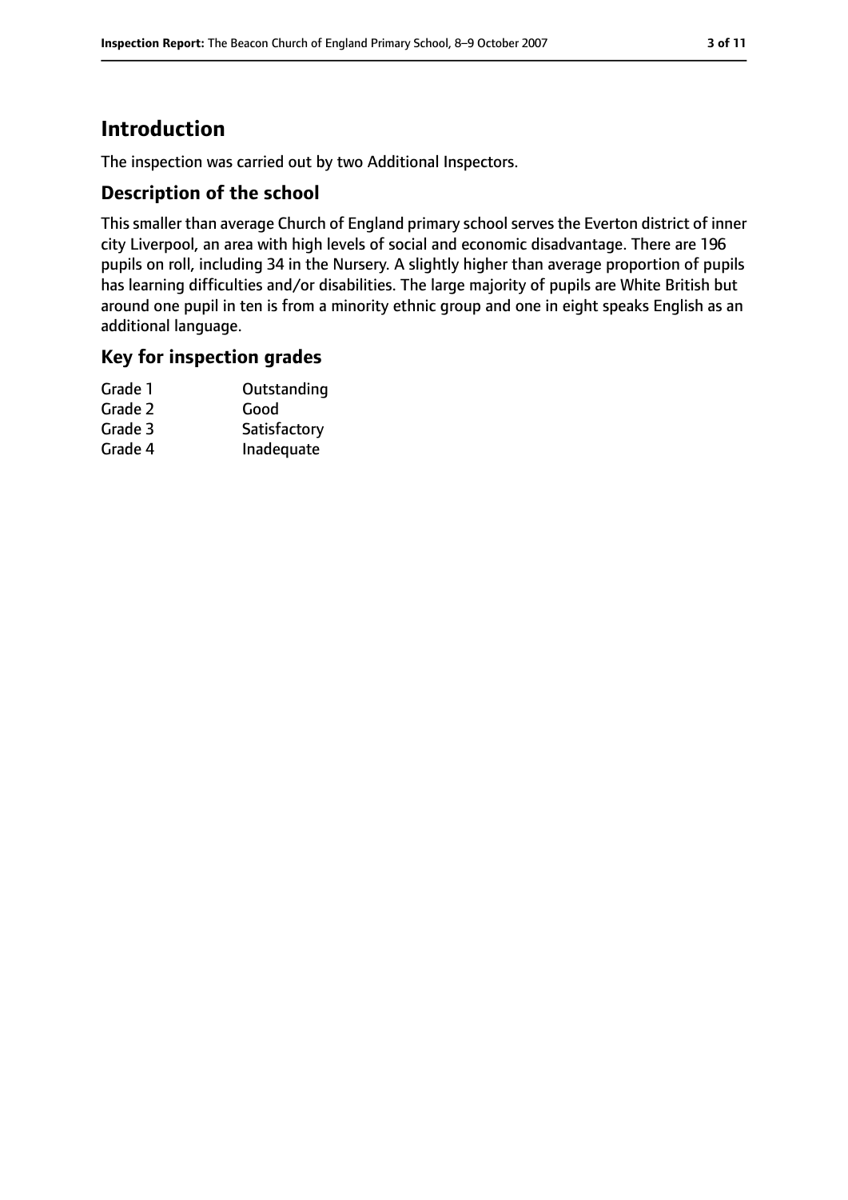## Introduction

The inspection was carried out by two Additional Inspectors.

### Description of the school

This smaller than average Church of England primary school serves the Everton district of inner city Liverpool, an area with high levels of social and economic disadvantage. There are 196 pupils on roll, including 34 in the Nursery. A slightly higher than average proportion of pupils has learning difficulties and/or disabilities. The large majority of pupils are White British but around one pupil in ten is from a minority ethnic group and one in eight speaks English as an additional language.

### Key for inspection grades

| | |
|---|---|
| Grade 1 | Outstanding |
| Grade 2 | Good |
| Grade 3 | Satisfactory |
| Grade 4 | Inadequate |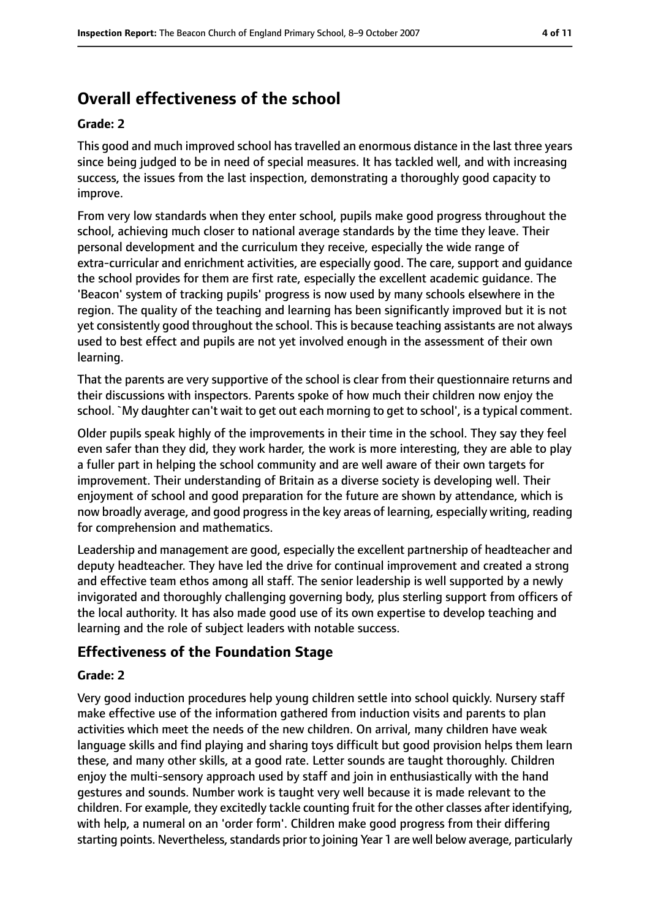## Overall effectiveness of the school

### Grade: 2

This good and much improved school has travelled an enormous distance in the last three years since being judged to be in need of special measures. It has tackled well, and with increasing success, the issues from the last inspection, demonstrating a thoroughly good capacity to improve.

From very low standards when they enter school, pupils make good progress throughout the school, achieving much closer to national average standards by the time they leave. Their personal development and the curriculum they receive, especially the wide range of extra-curricular and enrichment activities, are especially good. The care, support and guidance the school provides for them are first rate, especially the excellent academic guidance. The 'Beacon' system of tracking pupils' progress is now used by many schools elsewhere in the region. The quality of the teaching and learning has been significantly improved but it is not yet consistently good throughout the school. This is because teaching assistants are not always used to best effect and pupils are not yet involved enough in the assessment of their own learning.

That the parents are very supportive of the school is clear from their questionnaire returns and their discussions with inspectors. Parents spoke of how much their children now enjoy the school. `My daughter can't wait to get out each morning to get to school', is a typical comment.

Older pupils speak highly of the improvements in their time in the school. They say they feel even safer than they did, they work harder, the work is more interesting, they are able to play a fuller part in helping the school community and are well aware of their own targets for improvement. Their understanding of Britain as a diverse society is developing well. Their enjoyment of school and good preparation for the future are shown by attendance, which is now broadly average, and good progress in the key areas of learning, especially writing, reading for comprehension and mathematics.

Leadership and management are good, especially the excellent partnership of headteacher and deputy headteacher. They have led the drive for continual improvement and created a strong and effective team ethos among all staff. The senior leadership is well supported by a newly invigorated and thoroughly challenging governing body, plus sterling support from officers of the local authority. It has also made good use of its own expertise to develop teaching and learning and the role of subject leaders with notable success.

## Effectiveness of the Foundation Stage

### Grade: 2

Very good induction procedures help young children settle into school quickly. Nursery staff make effective use of the information gathered from induction visits and parents to plan activities which meet the needs of the new children. On arrival, many children have weak language skills and find playing and sharing toys difficult but good provision helps them learn these, and many other skills, at a good rate. Letter sounds are taught thoroughly. Children enjoy the multi-sensory approach used by staff and join in enthusiastically with the hand gestures and sounds. Number work is taught very well because it is made relevant to the children. For example, they excitedly tackle counting fruit for the other classes after identifying, with help, a numeral on an 'order form'. Children make good progress from their differing starting points. Nevertheless, standards prior to joining Year 1 are well below average, particularly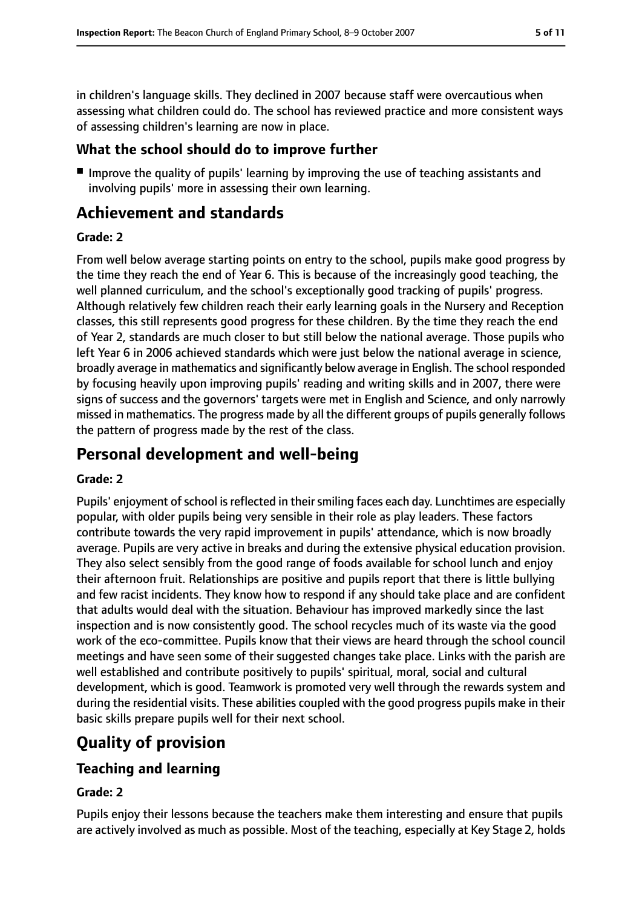in children's language skills. They declined in 2007 because staff were overcautious when assessing what children could do. The school has reviewed practice and more consistent ways of assessing children's learning are now in place.

### What the school should do to improve further

- Improve the quality of pupils' learning by improving the use of teaching assistants and involving pupils' more in assessing their own learning.

## Achievement and standards

#### Grade: 2

From well below average starting points on entry to the school, pupils make good progress by the time they reach the end of Year 6. This is because of the increasingly good teaching, the well planned curriculum, and the school's exceptionally good tracking of pupils' progress. Although relatively few children reach their early learning goals in the Nursery and Reception classes, this still represents good progress for these children. By the time they reach the end of Year 2, standards are much closer to but still below the national average. Those pupils who left Year 6 in 2006 achieved standards which were just below the national average in science, broadly average in mathematics and significantly below average in English. The school responded by focusing heavily upon improving pupils' reading and writing skills and in 2007, there were signs of success and the governors' targets were met in English and Science, and only narrowly missed in mathematics. The progress made by all the different groups of pupils generally follows the pattern of progress made by the rest of the class.

## Personal development and well-being

#### Grade: 2

Pupils' enjoyment of school is reflected in their smiling faces each day. Lunchtimes are especially popular, with older pupils being very sensible in their role as play leaders. These factors contribute towards the very rapid improvement in pupils' attendance, which is now broadly average. Pupils are very active in breaks and during the extensive physical education provision. They also select sensibly from the good range of foods available for school lunch and enjoy their afternoon fruit. Relationships are positive and pupils report that there is little bullying and few racist incidents. They know how to respond if any should take place and are confident that adults would deal with the situation. Behaviour has improved markedly since the last inspection and is now consistently good. The school recycles much of its waste via the good work of the eco-committee. Pupils know that their views are heard through the school council meetings and have seen some of their suggested changes take place. Links with the parish are well established and contribute positively to pupils' spiritual, moral, social and cultural development, which is good. Teamwork is promoted very well through the rewards system and during the residential visits. These abilities coupled with the good progress pupils make in their basic skills prepare pupils well for their next school.

## Quality of provision

### Teaching and learning

#### Grade: 2

Pupils enjoy their lessons because the teachers make them interesting and ensure that pupils are actively involved as much as possible. Most of the teaching, especially at Key Stage 2, holds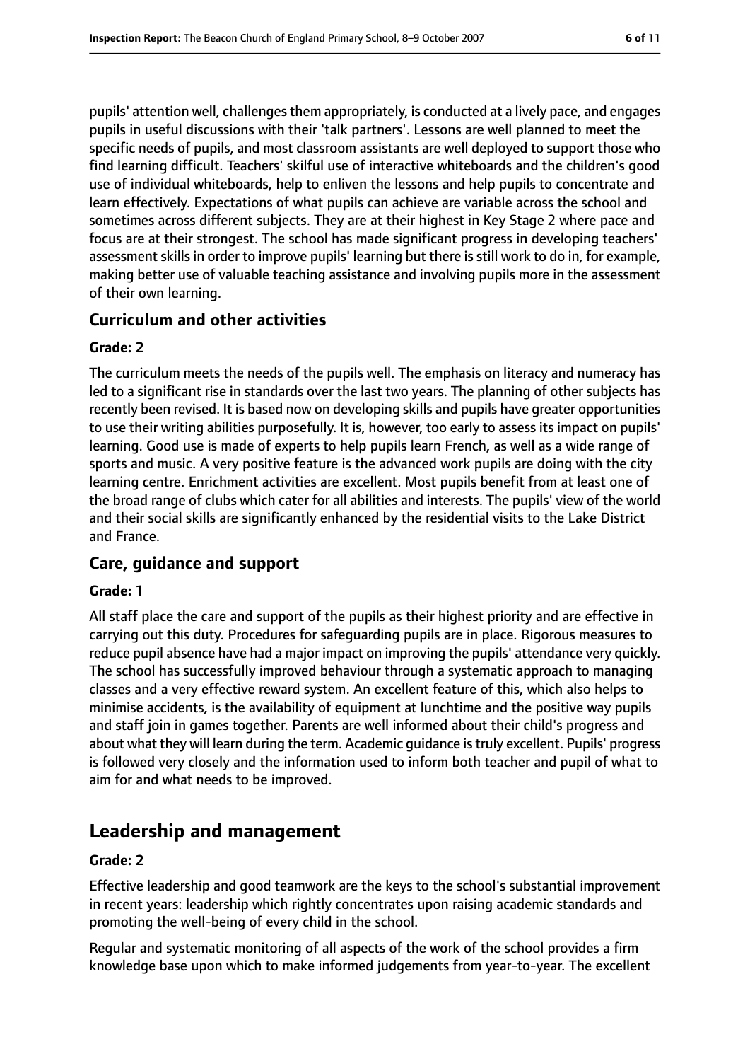pupils' attention well, challenges them appropriately, is conducted at a lively pace, and engages pupils in useful discussions with their 'talk partners'. Lessons are well planned to meet the specific needs of pupils, and most classroom assistants are well deployed to support those who find learning difficult. Teachers' skilful use of interactive whiteboards and the children's good use of individual whiteboards, help to enliven the lessons and help pupils to concentrate and learn effectively. Expectations of what pupils can achieve are variable across the school and sometimes across different subjects. They are at their highest in Key Stage 2 where pace and focus are at their strongest. The school has made significant progress in developing teachers' assessment skills in order to improve pupils' learning but there is still work to do in, for example, making better use of valuable teaching assistance and involving pupils more in the assessment of their own learning.

### Curriculum and other activities

#### Grade: 2

The curriculum meets the needs of the pupils well. The emphasis on literacy and numeracy has led to a significant rise in standards over the last two years. The planning of other subjects has recently been revised. It is based now on developing skills and pupils have greater opportunities to use their writing abilities purposefully. It is, however, too early to assess its impact on pupils' learning. Good use is made of experts to help pupils learn French, as well as a wide range of sports and music. A very positive feature is the advanced work pupils are doing with the city learning centre. Enrichment activities are excellent. Most pupils benefit from at least one of the broad range of clubs which cater for all abilities and interests. The pupils' view of the world and their social skills are significantly enhanced by the residential visits to the Lake District and France.

### Care, guidance and support

#### Grade: 1

All staff place the care and support of the pupils as their highest priority and are effective in carrying out this duty. Procedures for safeguarding pupils are in place. Rigorous measures to reduce pupil absence have had a major impact on improving the pupils' attendance very quickly. The school has successfully improved behaviour through a systematic approach to managing classes and a very effective reward system. An excellent feature of this, which also helps to minimise accidents, is the availability of equipment at lunchtime and the positive way pupils and staff join in games together. Parents are well informed about their child's progress and about what they will learn during the term. Academic guidance is truly excellent. Pupils' progress is followed very closely and the information used to inform both teacher and pupil of what to aim for and what needs to be improved.

## Leadership and management

#### Grade: 2

Effective leadership and good teamwork are the keys to the school's substantial improvement in recent years: leadership which rightly concentrates upon raising academic standards and promoting the well-being of every child in the school.

Regular and systematic monitoring of all aspects of the work of the school provides a firm knowledge base upon which to make informed judgements from year-to-year. The excellent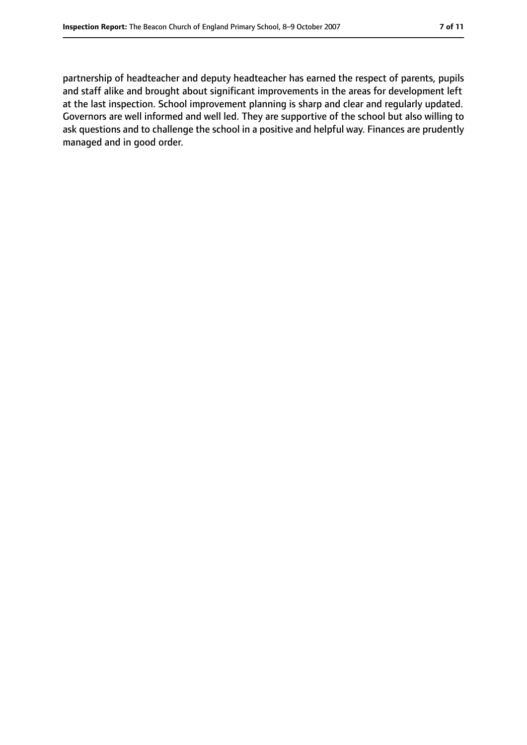partnership of headteacher and deputy headteacher has earned the respect of parents, pupils and staff alike and brought about significant improvements in the areas for development left at the last inspection. School improvement planning is sharp and clear and regularly updated. Governors are well informed and well led. They are supportive of the school but also willing to ask questions and to challenge the school in a positive and helpful way. Finances are prudently managed and in good order.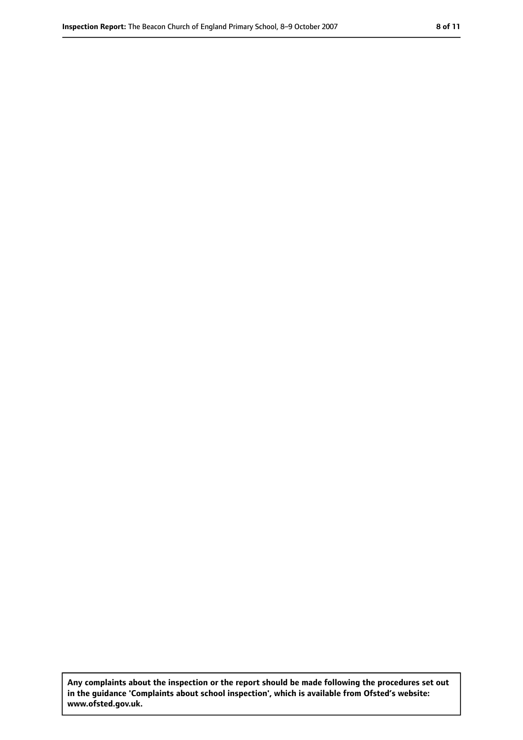**Any complaints about the inspection or the report should be made following the procedures set out in the guidance 'Complaints about school inspection', which is available from Ofsted's website: www.ofsted.gov.uk.**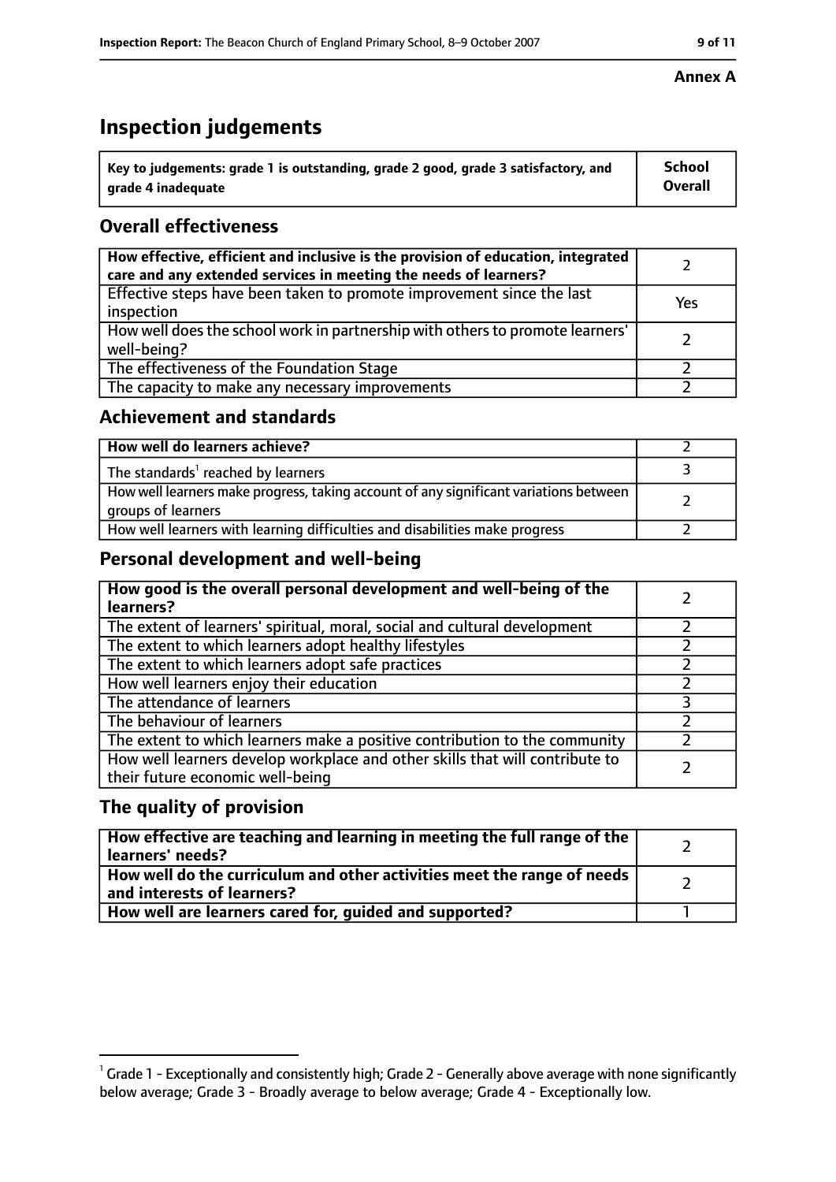**Annex A**

# Inspection judgements

| Key to judgements: grade 1 is outstanding, grade 2 good, grade 3 satisfactory, and grade 4 inadequate | School Overall |
|---|---|

## Overall effectiveness

| | |
|---|---|
| **How effective, efficient and inclusive is the provision of education, integrated care and any extended services in meeting the needs of learners?** | 2 |
| Effective steps have been taken to promote improvement since the last inspection | Yes |
| How well does the school work in partnership with others to promote learners' well-being? | 2 |
| The effectiveness of the Foundation Stage | 2 |
| The capacity to make any necessary improvements | 2 |

## Achievement and standards

| | |
|---|---|
| **How well do learners achieve?** | 2 |
| The standards[1] reached by learners | 3 |
| How well learners make progress, taking account of any significant variations between groups of learners | 2 |
| How well learners with learning difficulties and disabilities make progress | 2 |

## Personal development and well-being

| | |
|---|---|
| **How good is the overall personal development and well-being of the learners?** | 2 |
| The extent of learners' spiritual, moral, social and cultural development | 2 |
| The extent to which learners adopt healthy lifestyles | 2 |
| The extent to which learners adopt safe practices | 2 |
| How well learners enjoy their education | 2 |
| The attendance of learners | 3 |
| The behaviour of learners | 2 |
| The extent to which learners make a positive contribution to the community | 2 |
| How well learners develop workplace and other skills that will contribute to their future economic well-being | 2 |

## The quality of provision

| | |
|---|---|
| **How effective are teaching and learning in meeting the full range of the learners' needs?** | 2 |
| **How well do the curriculum and other activities meet the range of needs and interests of learners?** | 2 |
| **How well are learners cared for, guided and supported?** | 1 |

[1] Grade 1 - Exceptionally and consistently high; Grade 2 - Generally above average with none significantly below average; Grade 3 - Broadly average to below average; Grade 4 - Exceptionally low.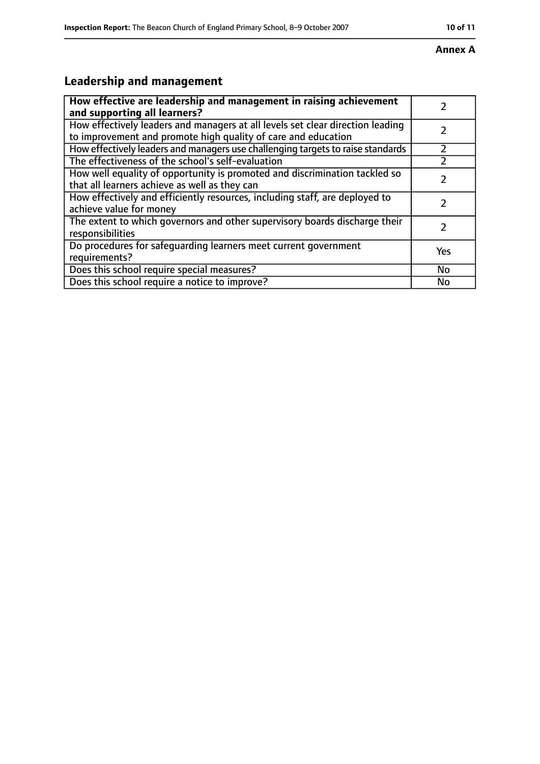**Annex A**

## Leadership and management

| How effective are leadership and management in raising achievement and supporting all learners? | 2 |
|---|---|
| How effectively leaders and managers at all levels set clear direction leading to improvement and promote high quality of care and education | 2 |
| How effectively leaders and managers use challenging targets to raise standards | 2 |
| The effectiveness of the school's self-evaluation | 2 |
| How well equality of opportunity is promoted and discrimination tackled so that all learners achieve as well as they can | 2 |
| How effectively and efficiently resources, including staff, are deployed to achieve value for money | 2 |
| The extent to which governors and other supervisory boards discharge their responsibilities | 2 |
| Do procedures for safeguarding learners meet current government requirements? | Yes |
| Does this school require special measures? | No |
| Does this school require a notice to improve? | No |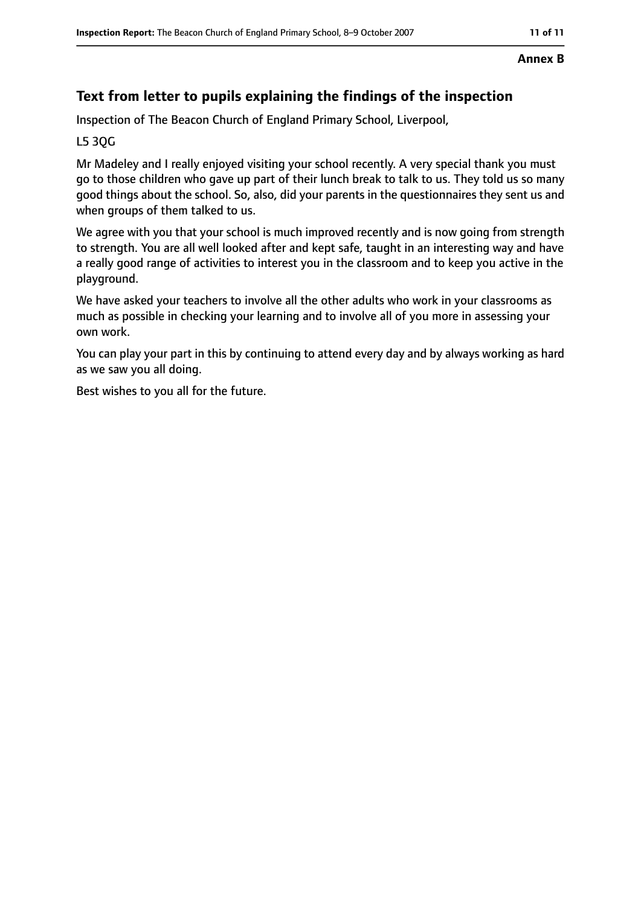**Annex B**

## Text from letter to pupils explaining the findings of the inspection

Inspection of The Beacon Church of England Primary School, Liverpool,

L5 3QG

Mr Madeley and I really enjoyed visiting your school recently. A very special thank you must go to those children who gave up part of their lunch break to talk to us. They told us so many good things about the school. So, also, did your parents in the questionnaires they sent us and when groups of them talked to us.

We agree with you that your school is much improved recently and is now going from strength to strength. You are all well looked after and kept safe, taught in an interesting way and have a really good range of activities to interest you in the classroom and to keep you active in the playground.

We have asked your teachers to involve all the other adults who work in your classrooms as much as possible in checking your learning and to involve all of you more in assessing your own work.

You can play your part in this by continuing to attend every day and by always working as hard as we saw you all doing.

Best wishes to you all for the future.